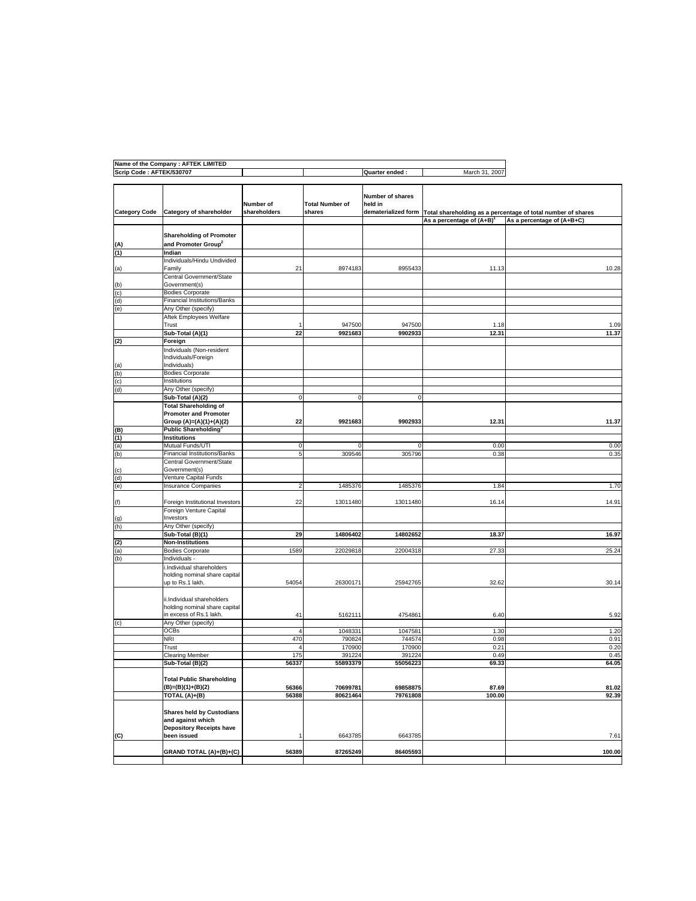| Name of the Company : AFTEK LIMITED | | | | |
|---|---|---|---|---|
| Scrip Code : AFTEK/530707 | | | Quarter ended : | March 31, 2007 |

| Category Code | Category of shareholder | Number of shareholders | Total Number of shares | Number of shares held in dematerialized form | Total shareholding as a percentage of total number of shares | |
|---|---|---|---|---|---|---|
| | | | | | As a percentage of (A+B)[1] | As a percentage of (A+B+C) |
| (A) | **Shareholding of Promoter and Promoter Group[2]** | | | | | |
| (1) | **Indian** | | | | | |
| (a) | Individuals/Hindu Undivided Family | 21 | 8974183 | 8955433 | 11.13 | 10.28 |
| (b) | Central Government/State Government(s) | | | | | |
| (c) | Bodies Corporate | | | | | |
| (d) | Financial Institutions/Banks | | | | | |
| (e) | Any Other (specify) | | | | | |
| | Aftek Employees Welfare Trust | 1 | 947500 | 947500 | 1.18 | 1.09 |
| | **Sub-Total (A)(1)** | **22** | **9921683** | **9902933** | **12.31** | **11.37** |
| (2) | **Foreign** | | | | | |
| (a) | Individuals (Non-resident Individuals/Foreign Individuals) | | | | | |
| (b) | Bodies Corporate | | | | | |
| (c) | Institutions | | | | | |
| (d) | Any Other (specify) | | | | | |
| | **Sub-Total (A)(2)** | 0 | 0 | 0 | | |
| | **Total Shareholding of Promoter and Promoter Group (A)=(A)(1)+(A)(2)** | **22** | **9921683** | **9902933** | **12.31** | **11.37** |
| (B) | **Public Shareholding[3]** | | | | | |
| (1) | **Institutions** | | | | | |
| (a) | Mutual Funds/UTI | 0 | 0 | 0 | 0.00 | 0.00 |
| (b) | Financial Institutions/Banks | 5 | 309546 | 305796 | 0.38 | 0.35 |
| (c) | Central Government/State Government(s) | | | | | |
| (d) | Venture Capital Funds | | | | | |
| (e) | Insurance Companies | 2 | 1485376 | 1485376 | 1.84 | 1.70 |
| (f) | Foreign Institutional Investors | 22 | 13011480 | 13011480 | 16.14 | 14.91 |
| (g) | Foreign Venture Capital Investors | | | | | |
| (h) | Any Other (specify) | | | | | |
| | **Sub-Total (B)(1)** | **29** | **14806402** | **14802652** | **18.37** | **16.97** |
| (2) | **Non-Institutions** | | | | | |
| (a) | Bodies Corporate | 1589 | 22029818 | 22004318 | 27.33 | 25.24 |
| (b) | Individuals - | | | | | |
| | i.Individual shareholders holding nominal share capital up to Rs.1 lakh. | 54054 | 26300171 | 25942765 | 32.62 | 30.14 |
| | ii.Individual shareholders holding nominal share capital in excess of Rs.1 lakh. | 41 | 5162111 | 4754861 | 6.40 | 5.92 |
| (c) | Any Other (specify) | | | | | |
| | OCBs | 4 | 1048331 | 1047581 | 1.30 | 1.20 |
| | NRI | 470 | 790824 | 744574 | 0.98 | 0.91 |
| | Trust | 4 | 170900 | 170900 | 0.21 | 0.20 |
| | Clearing Member | 175 | 391224 | 391224 | 0.49 | 0.45 |
| | **Sub-Total (B)(2)** | **56337** | **55893379** | **55056223** | **69.33** | **64.05** |
| | **Total Public Shareholding (B)=(B)(1)+(B)(2)** | **56366** | **70699781** | **69858875** | **87.69** | **81.02** |
| | **TOTAL (A)+(B)** | **56388** | **80621464** | **79761808** | **100.00** | **92.39** |
| (C) | **Shares held by Custodians and against which Depository Receipts have been issued** | 1 | 6643785 | 6643785 | | 7.61 |
| | **GRAND TOTAL (A)+(B)+(C)** | **56389** | **87265249** | **86405593** | | **100.00** |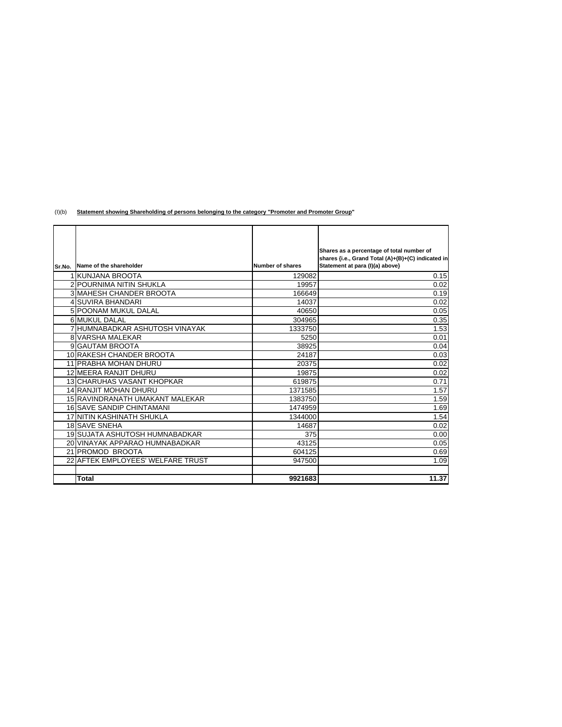(I)(b) **Statement showing Shareholding of persons belonging to the category "Promoter and Promoter Group"**

| Sr.No. | Name of the shareholder | Number of shares | Shares as a percentage of total number of shares {i.e., Grand Total (A)+(B)+(C) indicated in Statement at para (I)(a) above} |
|---|---|---|---|
| 1 | KUNJANA BROOTA | 129082 | 0.15 |
| 2 | POURNIMA NITIN SHUKLA | 19957 | 0.02 |
| 3 | MAHESH CHANDER BROOTA | 166649 | 0.19 |
| 4 | SUVIRA BHANDARI | 14037 | 0.02 |
| 5 | POONAM MUKUL DALAL | 40650 | 0.05 |
| 6 | MUKUL DALAL | 304965 | 0.35 |
| 7 | HUMNABADKAR ASHUTOSH VINAYAK | 1333750 | 1.53 |
| 8 | VARSHA MALEKAR | 5250 | 0.01 |
| 9 | GAUTAM BROOTA | 38925 | 0.04 |
| 10 | RAKESH CHANDER BROOTA | 24187 | 0.03 |
| 11 | PRABHA MOHAN DHURU | 20375 | 0.02 |
| 12 | MEERA RANJIT DHURU | 19875 | 0.02 |
| 13 | CHARUHAS VASANT KHOPKAR | 619875 | 0.71 |
| 14 | RANJIT MOHAN DHURU | 1371585 | 1.57 |
| 15 | RAVINDRANATH UMAKANT MALEKAR | 1383750 | 1.59 |
| 16 | SAVE SANDIP CHINTAMANI | 1474959 | 1.69 |
| 17 | NITIN KASHINATH SHUKLA | 1344000 | 1.54 |
| 18 | SAVE SNEHA | 14687 | 0.02 |
| 19 | SUJATA ASHUTOSH HUMNABADKAR | 375 | 0.00 |
| 20 | VINAYAK APPARAO HUMNABADKAR | 43125 | 0.05 |
| 21 | PROMOD BROOTA | 604125 | 0.69 |
| 22 | AFTEK EMPLOYEES' WELFARE TRUST | 947500 | 1.09 |
| | | | |
| | **Total** | **9921683** | **11.37** |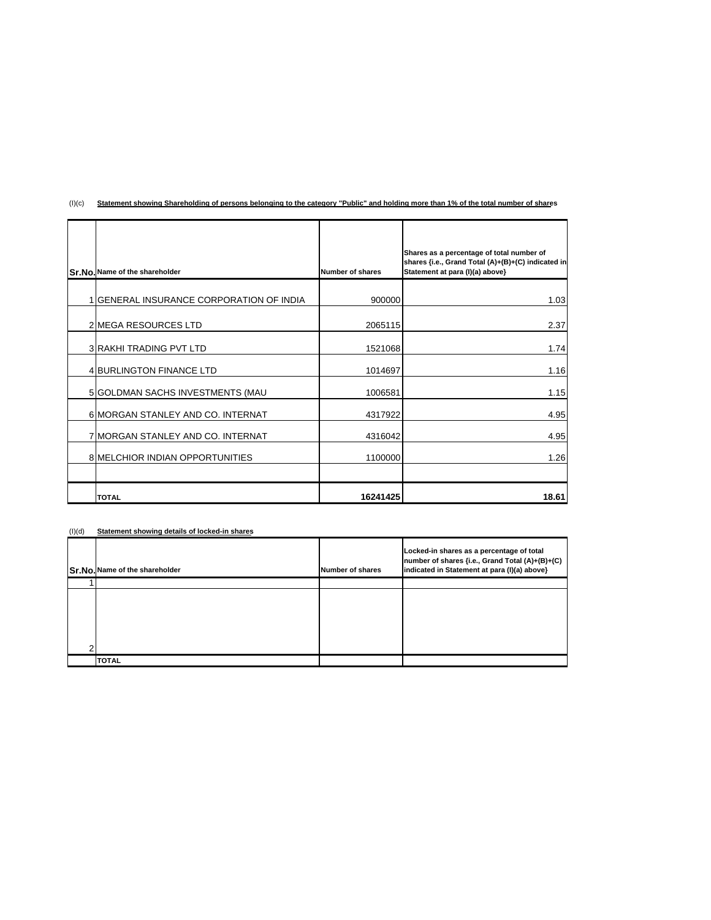(I)(c) **Statement showing Shareholding of persons belonging to the category "Public" and holding more than 1% of the total number of shares**

| Sr.No. | Name of the shareholder | Number of shares | Shares as a percentage of total number of shares {i.e., Grand Total (A)+(B)+(C) indicated in Statement at para (I)(a) above} |
|---|---|---|---|
| 1 | GENERAL INSURANCE CORPORATION OF INDIA | 900000 | 1.03 |
| 2 | MEGA RESOURCES LTD | 2065115 | 2.37 |
| 3 | RAKHI TRADING PVT LTD | 1521068 | 1.74 |
| 4 | BURLINGTON FINANCE LTD | 1014697 | 1.16 |
| 5 | GOLDMAN SACHS INVESTMENTS (MAU | 1006581 | 1.15 |
| 6 | MORGAN STANLEY AND CO. INTERNAT | 4317922 | 4.95 |
| 7 | MORGAN STANLEY AND CO. INTERNAT | 4316042 | 4.95 |
| 8 | MELCHIOR INDIAN OPPORTUNITIES | 1100000 | 1.26 |
| | | | |
| | **TOTAL** | **16241425** | **18.61** |

(I)(d) **Statement showing details of locked-in shares**

| Sr.No. | Name of the shareholder | Number of shares | Locked-in shares as a percentage of total number of shares {i.e., Grand Total (A)+(B)+(C) indicated in Statement at para (I)(a) above} |
|---|---|---|---|
| 1 | | | |
| 2 | | | |
| | **TOTAL** | | |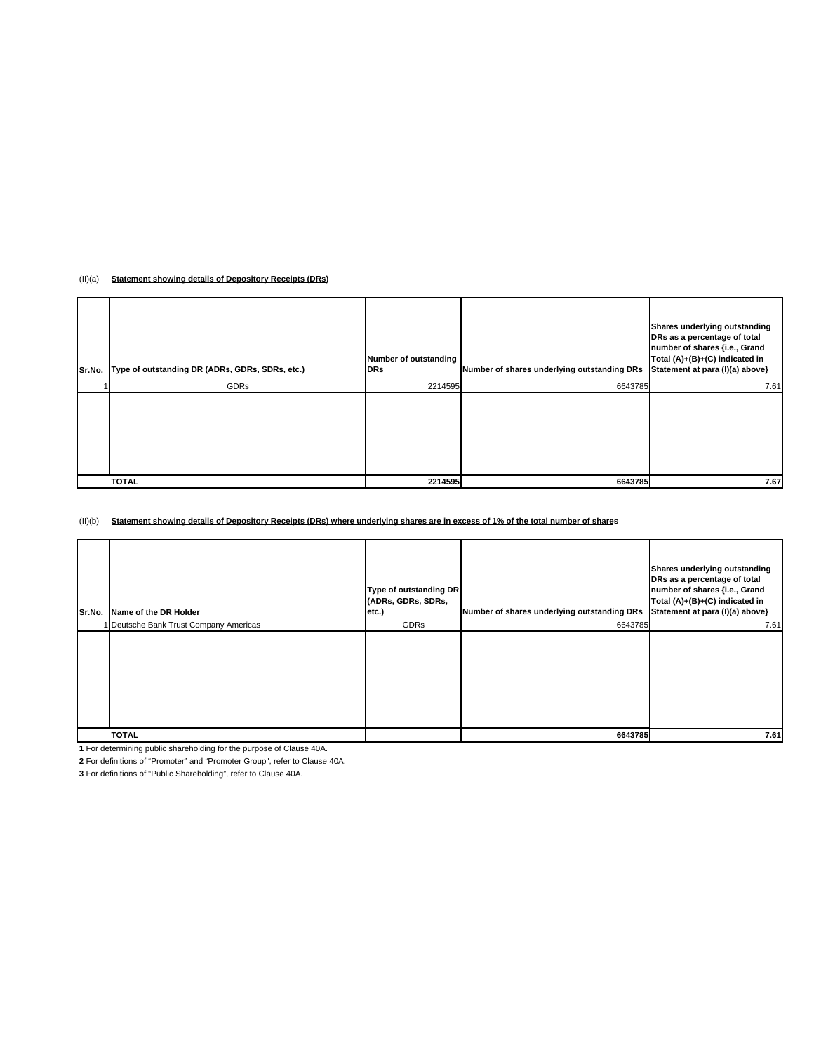(II)(a) **Statement showing details of Depository Receipts (DRs)**

| Sr.No. | Type of outstanding DR (ADRs, GDRs, SDRs, etc.) | Number of outstanding DRs | Number of shares underlying outstanding DRs | Shares underlying outstanding DRs as a percentage of total number of shares {i.e., Grand Total (A)+(B)+(C) indicated in Statement at para (I)(a) above} |
|---|---|---|---|---|
| 1 | GDRs | 2214595 | 6643785 | 7.61 |
| | **TOTAL** | **2214595** | **6643785** | **7.67** |

(II)(b) **Statement showing details of Depository Receipts (DRs) where underlying shares are in excess of 1% of the total number of shares**

| Sr.No. | Name of the DR Holder | Type of outstanding DR (ADRs, GDRs, SDRs, etc.) | Number of shares underlying outstanding DRs | Shares underlying outstanding DRs as a percentage of total number of shares {i.e., Grand Total (A)+(B)+(C) indicated in Statement at para (I)(a) above} |
|---|---|---|---|---|
| 1 | Deutsche Bank Trust Company Americas | GDRs | 6643785 | 7.61 |
| | **TOTAL** | | **6643785** | **7.61** |

**1** For determining public shareholding for the purpose of Clause 40A.

**2** For definitions of "Promoter" and "Promoter Group", refer to Clause 40A.

**3** For definitions of "Public Shareholding", refer to Clause 40A.